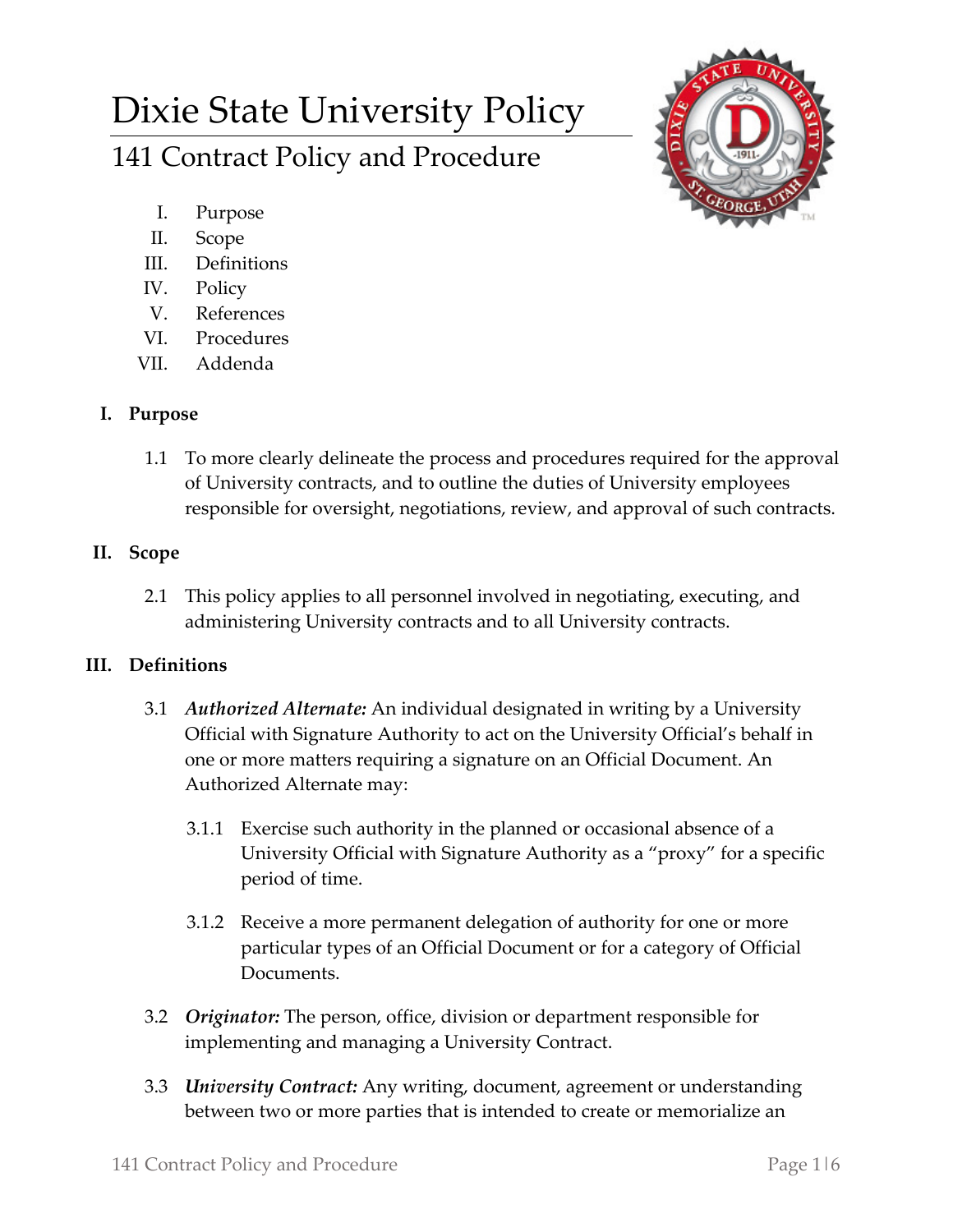# Dixie State University Policy

## 141 Contract Policy and Procedure

I. Purpose
II. Scope
III. Definitions
IV. Policy
V. References
VI. Procedures
VII. Addenda

### I. Purpose

1.1 To more clearly delineate the process and procedures required for the approval of University contracts, and to outline the duties of University employees responsible for oversight, negotiations, review, and approval of such contracts.

### II. Scope

2.1 This policy applies to all personnel involved in negotiating, executing, and administering University contracts and to all University contracts.

### III. Definitions

3.1 ***Authorized Alternate:*** An individual designated in writing by a University Official with Signature Authority to act on the University Official's behalf in one or more matters requiring a signature on an Official Document. An Authorized Alternate may:

3.1.1 Exercise such authority in the planned or occasional absence of a University Official with Signature Authority as a "proxy" for a specific period of time.

3.1.2 Receive a more permanent delegation of authority for one or more particular types of an Official Document or for a category of Official Documents.

3.2 ***Originator:*** The person, office, division or department responsible for implementing and managing a University Contract.

3.3 ***University Contract:*** Any writing, document, agreement or understanding between two or more parties that is intended to create or memorialize an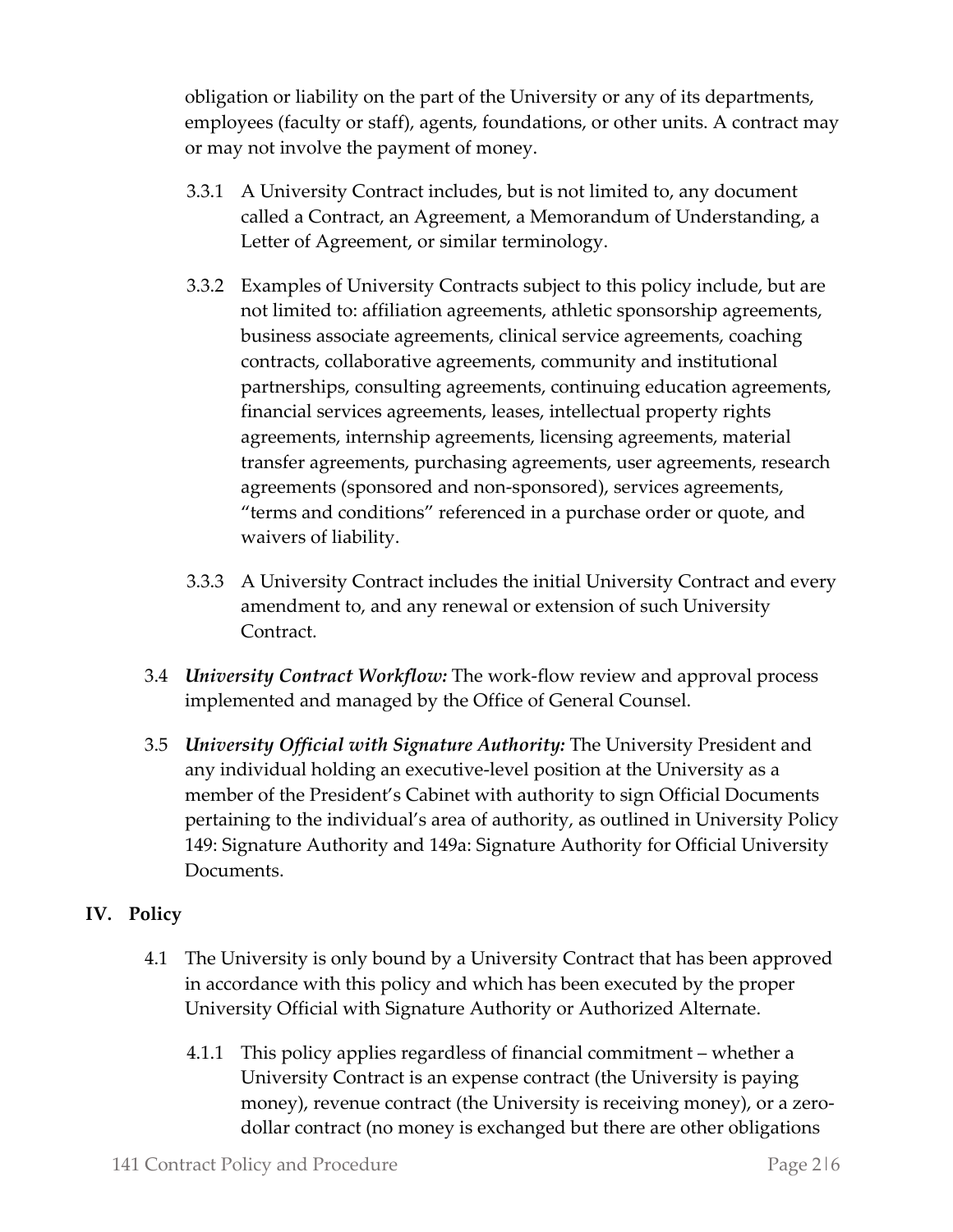obligation or liability on the part of the University or any of its departments, employees (faculty or staff), agents, foundations, or other units. A contract may or may not involve the payment of money.

3.3.1 A University Contract includes, but is not limited to, any document called a Contract, an Agreement, a Memorandum of Understanding, a Letter of Agreement, or similar terminology.

3.3.2 Examples of University Contracts subject to this policy include, but are not limited to: affiliation agreements, athletic sponsorship agreements, business associate agreements, clinical service agreements, coaching contracts, collaborative agreements, community and institutional partnerships, consulting agreements, continuing education agreements, financial services agreements, leases, intellectual property rights agreements, internship agreements, licensing agreements, material transfer agreements, purchasing agreements, user agreements, research agreements (sponsored and non-sponsored), services agreements, "terms and conditions" referenced in a purchase order or quote, and waivers of liability.

3.3.3 A University Contract includes the initial University Contract and every amendment to, and any renewal or extension of such University Contract.

3.4 ***University Contract Workflow:*** The work-flow review and approval process implemented and managed by the Office of General Counsel.

3.5 ***University Official with Signature Authority:*** The University President and any individual holding an executive-level position at the University as a member of the President's Cabinet with authority to sign Official Documents pertaining to the individual's area of authority, as outlined in University Policy 149: Signature Authority and 149a: Signature Authority for Official University Documents.

## IV. Policy

4.1 The University is only bound by a University Contract that has been approved in accordance with this policy and which has been executed by the proper University Official with Signature Authority or Authorized Alternate.

4.1.1 This policy applies regardless of financial commitment – whether a University Contract is an expense contract (the University is paying money), revenue contract (the University is receiving money), or a zero-dollar contract (no money is exchanged but there are other obligations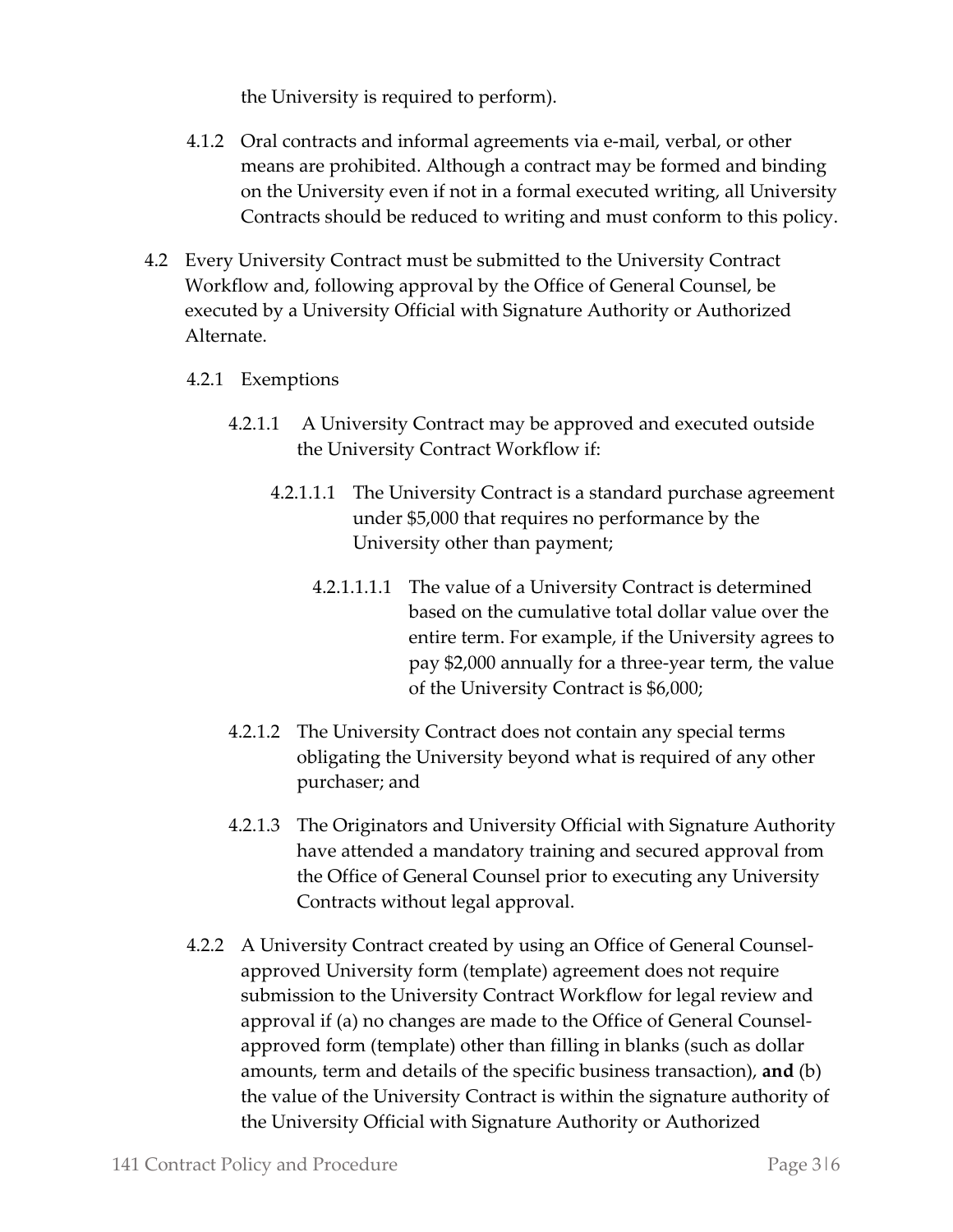the University is required to perform).

4.1.2 Oral contracts and informal agreements via e-mail, verbal, or other means are prohibited. Although a contract may be formed and binding on the University even if not in a formal executed writing, all University Contracts should be reduced to writing and must conform to this policy.

4.2 Every University Contract must be submitted to the University Contract Workflow and, following approval by the Office of General Counsel, be executed by a University Official with Signature Authority or Authorized Alternate.

4.2.1 Exemptions

4.2.1.1 A University Contract may be approved and executed outside the University Contract Workflow if:

4.2.1.1.1 The University Contract is a standard purchase agreement under $5,000 that requires no performance by the University other than payment;

4.2.1.1.1.1 The value of a University Contract is determined based on the cumulative total dollar value over the entire term. For example, if the University agrees to pay $2,000 annually for a three-year term, the value of the University Contract is $6,000;

4.2.1.2 The University Contract does not contain any special terms obligating the University beyond what is required of any other purchaser; and

4.2.1.3 The Originators and University Official with Signature Authority have attended a mandatory training and secured approval from the Office of General Counsel prior to executing any University Contracts without legal approval.

4.2.2 A University Contract created by using an Office of General Counsel-approved University form (template) agreement does not require submission to the University Contract Workflow for legal review and approval if (a) no changes are made to the Office of General Counsel-approved form (template) other than filling in blanks (such as dollar amounts, term and details of the specific business transaction), **and** (b) the value of the University Contract is within the signature authority of the University Official with Signature Authority or Authorized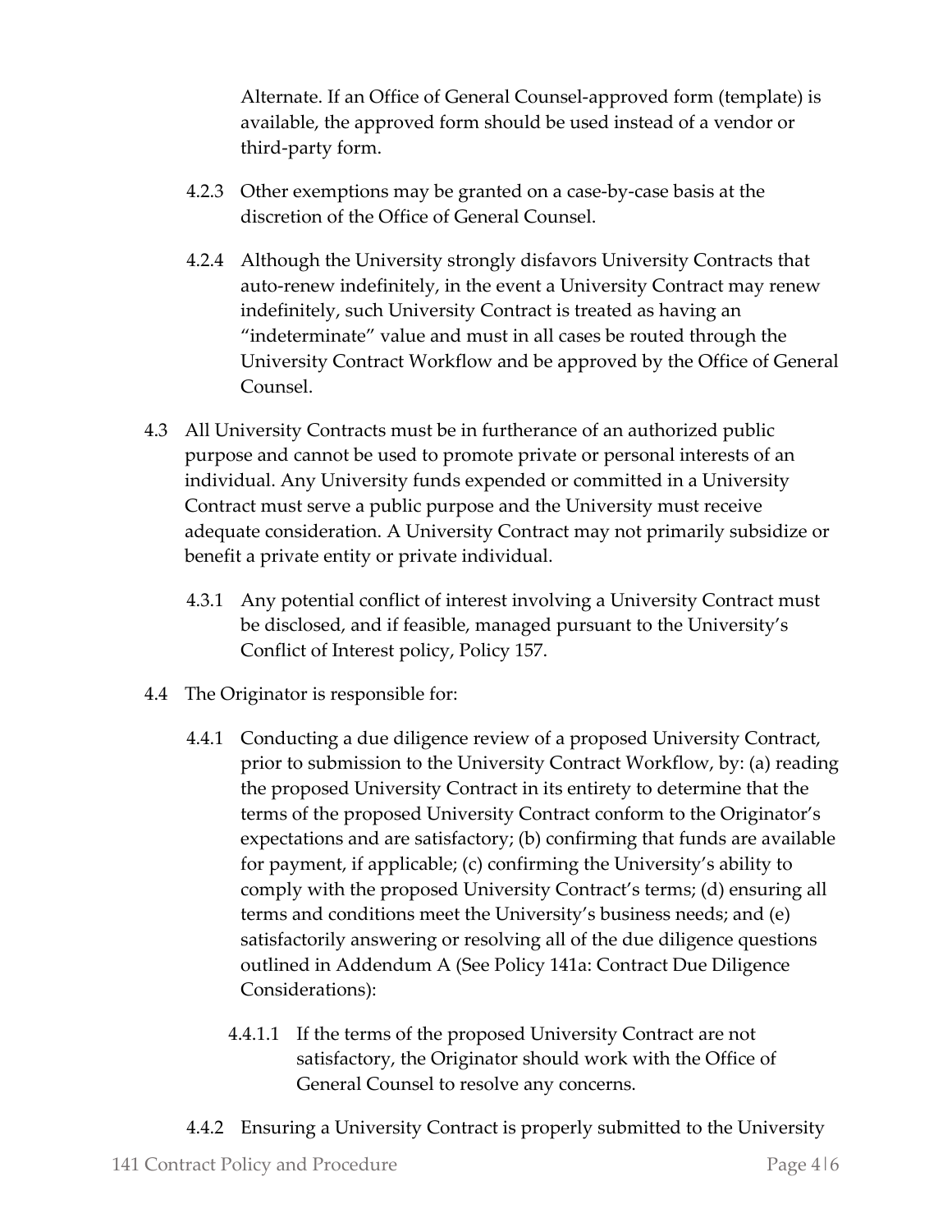Alternate. If an Office of General Counsel-approved form (template) is available, the approved form should be used instead of a vendor or third-party form.

4.2.3 Other exemptions may be granted on a case-by-case basis at the discretion of the Office of General Counsel.

4.2.4 Although the University strongly disfavors University Contracts that auto-renew indefinitely, in the event a University Contract may renew indefinitely, such University Contract is treated as having an "indeterminate" value and must in all cases be routed through the University Contract Workflow and be approved by the Office of General Counsel.

4.3 All University Contracts must be in furtherance of an authorized public purpose and cannot be used to promote private or personal interests of an individual. Any University funds expended or committed in a University Contract must serve a public purpose and the University must receive adequate consideration. A University Contract may not primarily subsidize or benefit a private entity or private individual.

4.3.1 Any potential conflict of interest involving a University Contract must be disclosed, and if feasible, managed pursuant to the University's Conflict of Interest policy, Policy 157.

4.4 The Originator is responsible for:

4.4.1 Conducting a due diligence review of a proposed University Contract, prior to submission to the University Contract Workflow, by: (a) reading the proposed University Contract in its entirety to determine that the terms of the proposed University Contract conform to the Originator's expectations and are satisfactory; (b) confirming that funds are available for payment, if applicable; (c) confirming the University's ability to comply with the proposed University Contract's terms; (d) ensuring all terms and conditions meet the University's business needs; and (e) satisfactorily answering or resolving all of the due diligence questions outlined in Addendum A (See Policy 141a: Contract Due Diligence Considerations):

4.4.1.1 If the terms of the proposed University Contract are not satisfactory, the Originator should work with the Office of General Counsel to resolve any concerns.

4.4.2 Ensuring a University Contract is properly submitted to the University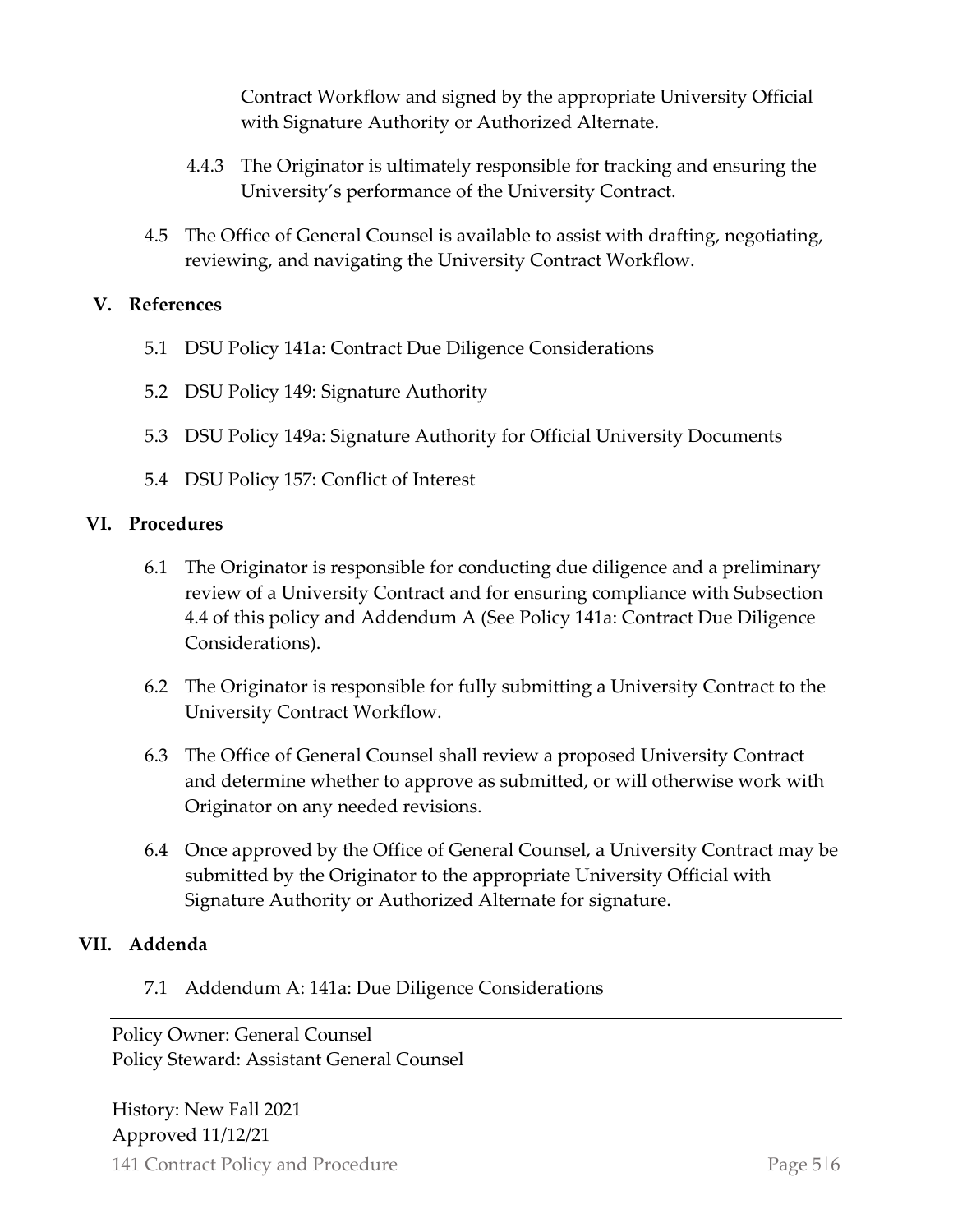Contract Workflow and signed by the appropriate University Official with Signature Authority or Authorized Alternate.

4.4.3 The Originator is ultimately responsible for tracking and ensuring the University's performance of the University Contract.

4.5 The Office of General Counsel is available to assist with drafting, negotiating, reviewing, and navigating the University Contract Workflow.

## V. References

5.1 DSU Policy 141a: Contract Due Diligence Considerations

5.2 DSU Policy 149: Signature Authority

5.3 DSU Policy 149a: Signature Authority for Official University Documents

5.4 DSU Policy 157: Conflict of Interest

## VI. Procedures

6.1 The Originator is responsible for conducting due diligence and a preliminary review of a University Contract and for ensuring compliance with Subsection 4.4 of this policy and Addendum A (See Policy 141a: Contract Due Diligence Considerations).

6.2 The Originator is responsible for fully submitting a University Contract to the University Contract Workflow.

6.3 The Office of General Counsel shall review a proposed University Contract and determine whether to approve as submitted, or will otherwise work with Originator on any needed revisions.

6.4 Once approved by the Office of General Counsel, a University Contract may be submitted by the Originator to the appropriate University Official with Signature Authority or Authorized Alternate for signature.

## VII. Addenda

7.1 Addendum A: 141a: Due Diligence Considerations

---

Policy Owner: General Counsel
Policy Steward: Assistant General Counsel

History: New Fall 2021
Approved 11/12/21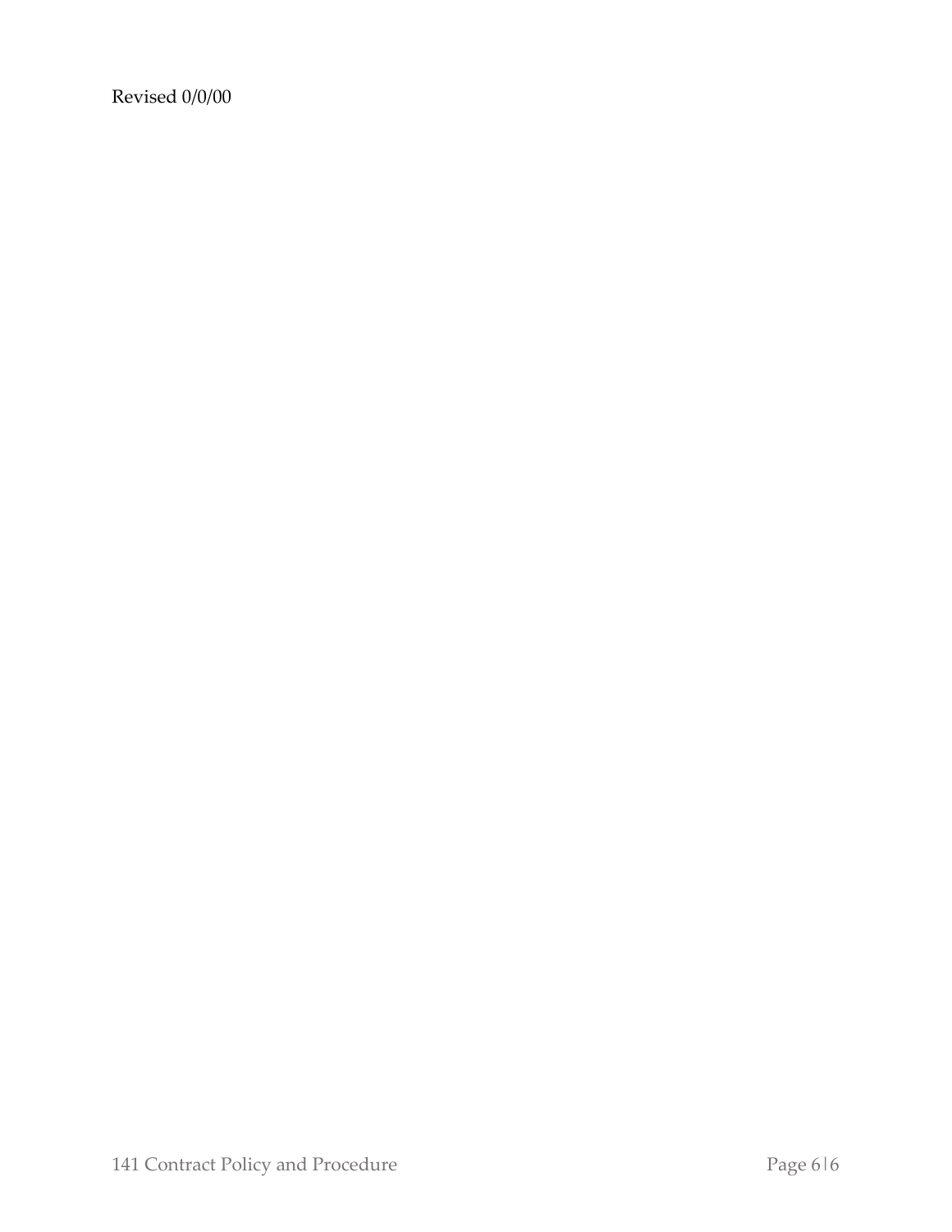Revised 0/0/00